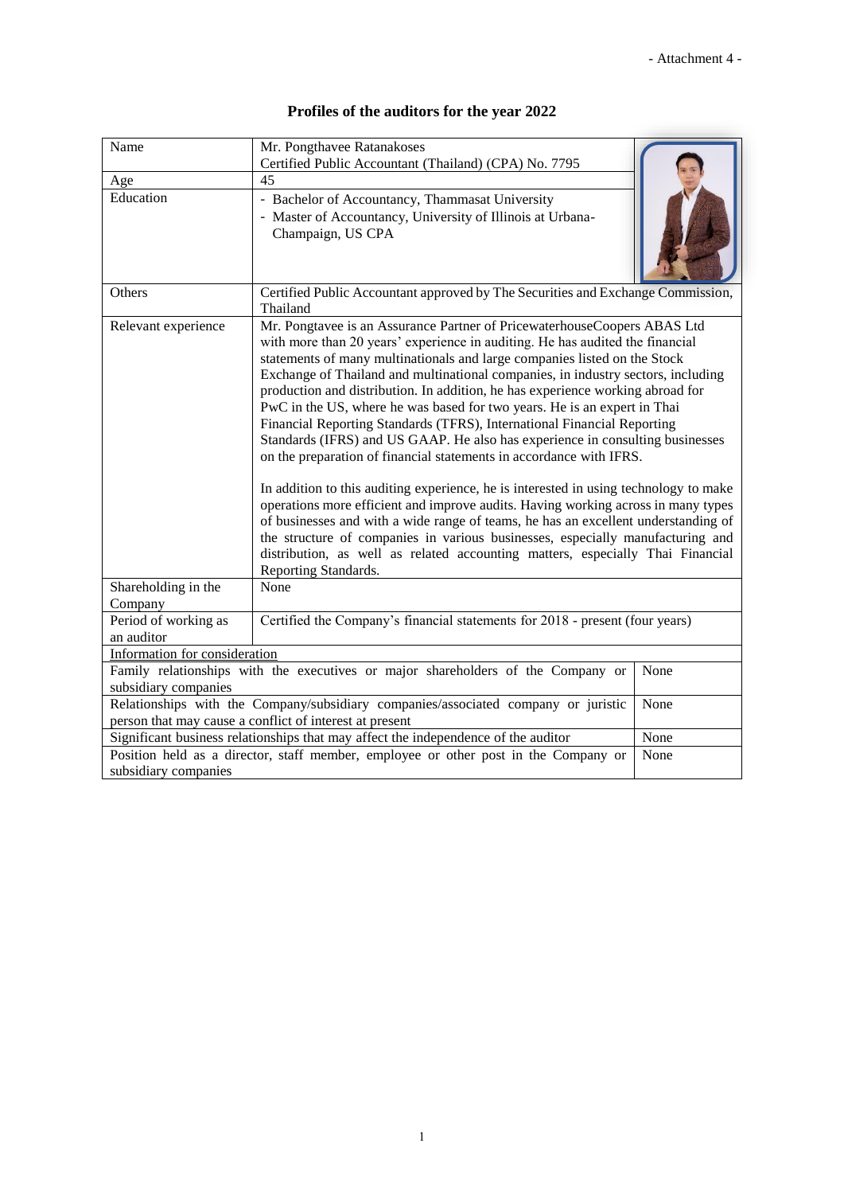- Attachment 4 -

# Profiles of the auditors for the year 2022

| | |
|---|---|
| Name | Mr. Pongthavee Ratanakoses<br>Certified Public Accountant (Thailand) (CPA) No. 7795 |
| Age | 45 |
| Education | - Bachelor of Accountancy, Thammasat University<br>- Master of Accountancy, University of Illinois at Urbana-Champaign, US CPA |
| Others | Certified Public Accountant approved by The Securities and Exchange Commission, Thailand |
| Relevant experience | Mr. Pongtavee is an Assurance Partner of PricewaterhouseCoopers ABAS Ltd with more than 20 years' experience in auditing. He has audited the financial statements of many multinationals and large companies listed on the Stock Exchange of Thailand and multinational companies, in industry sectors, including production and distribution. In addition, he has experience working abroad for PwC in the US, where he was based for two years. He is an expert in Thai Financial Reporting Standards (TFRS), International Financial Reporting Standards (IFRS) and US GAAP. He also has experience in consulting businesses on the preparation of financial statements in accordance with IFRS.<br><br>In addition to this auditing experience, he is interested in using technology to make operations more efficient and improve audits. Having working across in many types of businesses and with a wide range of teams, he has an excellent understanding of the structure of companies in various businesses, especially manufacturing and distribution, as well as related accounting matters, especially Thai Financial Reporting Standards. |
| Shareholding in the Company | None |
| Period of working as an auditor | Certified the Company's financial statements for 2018 - present (four years) |

<u>Information for consideration</u>

| | |
|---|---|
| Family relationships with the executives or major shareholders of the Company or subsidiary companies | None |
| Relationships with the Company/subsidiary companies/associated company or juristic person that may cause a conflict of interest at present | None |
| Significant business relationships that may affect the independence of the auditor | None |
| Position held as a director, staff member, employee or other post in the Company or subsidiary companies | None |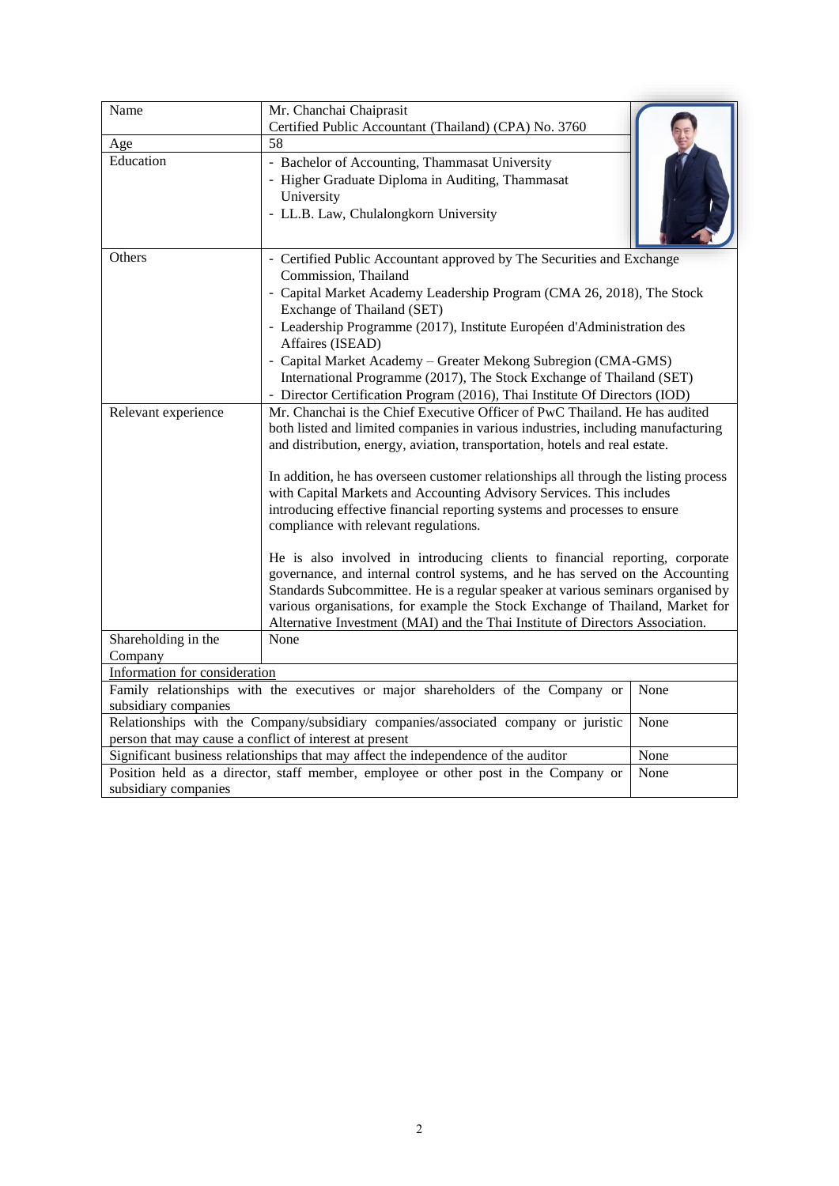| Name | Mr. Chanchai Chaiprasit<br>Certified Public Accountant (Thailand) (CPA) No. 3760 |
| --- | --- |
| Age | 58 |
| Education | - Bachelor of Accounting, Thammasat University<br>- Higher Graduate Diploma in Auditing, Thammasat University<br>- LL.B. Law, Chulalongkorn University |
| Others | - Certified Public Accountant approved by The Securities and Exchange Commission, Thailand<br>- Capital Market Academy Leadership Program (CMA 26, 2018), The Stock Exchange of Thailand (SET)<br>- Leadership Programme (2017), Institute Européen d'Administration des Affaires (ISEAD)<br>- Capital Market Academy – Greater Mekong Subregion (CMA-GMS) International Programme (2017), The Stock Exchange of Thailand (SET)<br>- Director Certification Program (2016), Thai Institute Of Directors (IOD) |
| Relevant experience | Mr. Chanchai is the Chief Executive Officer of PwC Thailand. He has audited both listed and limited companies in various industries, including manufacturing and distribution, energy, aviation, transportation, hotels and real estate.<br><br>In addition, he has overseen customer relationships all through the listing process with Capital Markets and Accounting Advisory Services. This includes introducing effective financial reporting systems and processes to ensure compliance with relevant regulations.<br><br>He is also involved in introducing clients to financial reporting, corporate governance, and internal control systems, and he has served on the Accounting Standards Subcommittee. He is a regular speaker at various seminars organised by various organisations, for example the Stock Exchange of Thailand, Market for Alternative Investment (MAI) and the Thai Institute of Directors Association. |
| Shareholding in the Company | None |

| Information for consideration | |
| --- | --- |
| Family relationships with the executives or major shareholders of the Company or subsidiary companies | None |
| Relationships with the Company/subsidiary companies/associated company or juristic person that may cause a conflict of interest at present | None |
| Significant business relationships that may affect the independence of the auditor | None |
| Position held as a director, staff member, employee or other post in the Company or subsidiary companies | None |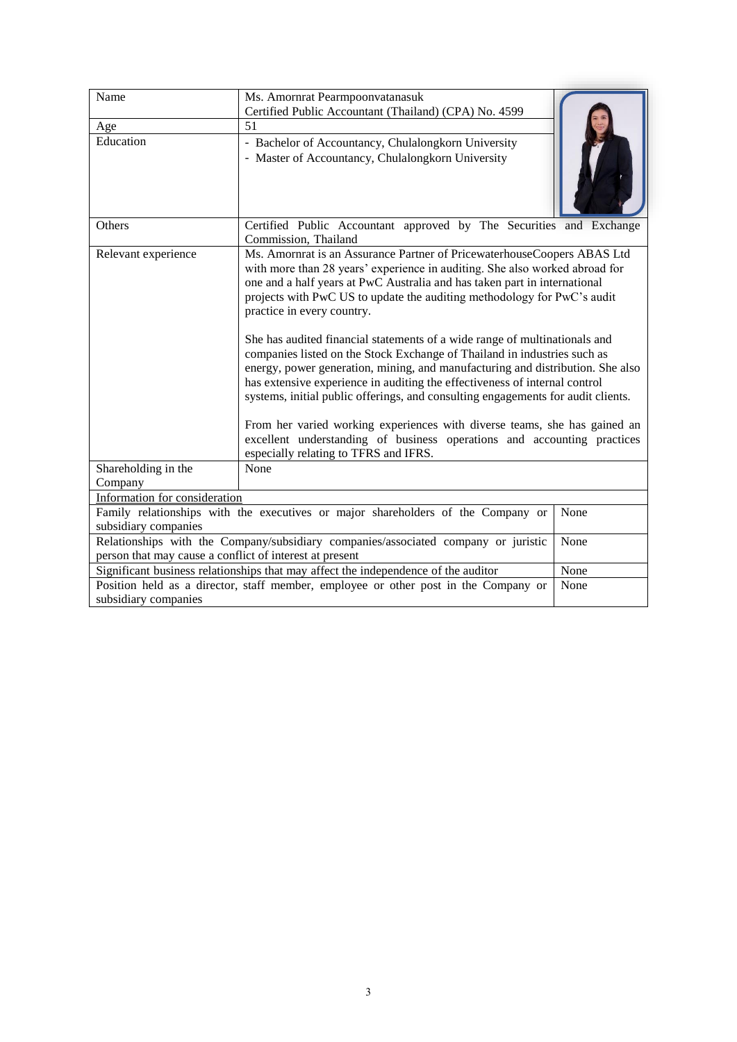| | |
|---|---|
| Name | Ms. Amornrat Pearmpoonvatanasuk<br>Certified Public Accountant (Thailand) (CPA) No. 4599 |
| Age | 51 |
| Education | - Bachelor of Accountancy, Chulalongkorn University<br>- Master of Accountancy, Chulalongkorn University |
| Others | Certified Public Accountant approved by The Securities and Exchange Commission, Thailand |
| Relevant experience | Ms. Amornrat is an Assurance Partner of PricewaterhouseCoopers ABAS Ltd with more than 28 years' experience in auditing. She also worked abroad for one and a half years at PwC Australia and has taken part in international projects with PwC US to update the auditing methodology for PwC's audit practice in every country.<br><br>She has audited financial statements of a wide range of multinationals and companies listed on the Stock Exchange of Thailand in industries such as energy, power generation, mining, and manufacturing and distribution. She also has extensive experience in auditing the effectiveness of internal control systems, initial public offerings, and consulting engagements for audit clients.<br><br>From her varied working experiences with diverse teams, she has gained an excellent understanding of business operations and accounting practices especially relating to TFRS and IFRS. |
| Shareholding in the Company | None |

| Information for consideration | |
|---|---|
| Family relationships with the executives or major shareholders of the Company or subsidiary companies | None |
| Relationships with the Company/subsidiary companies/associated company or juristic person that may cause a conflict of interest at present | None |
| Significant business relationships that may affect the independence of the auditor | None |
| Position held as a director, staff member, employee or other post in the Company or subsidiary companies | None |